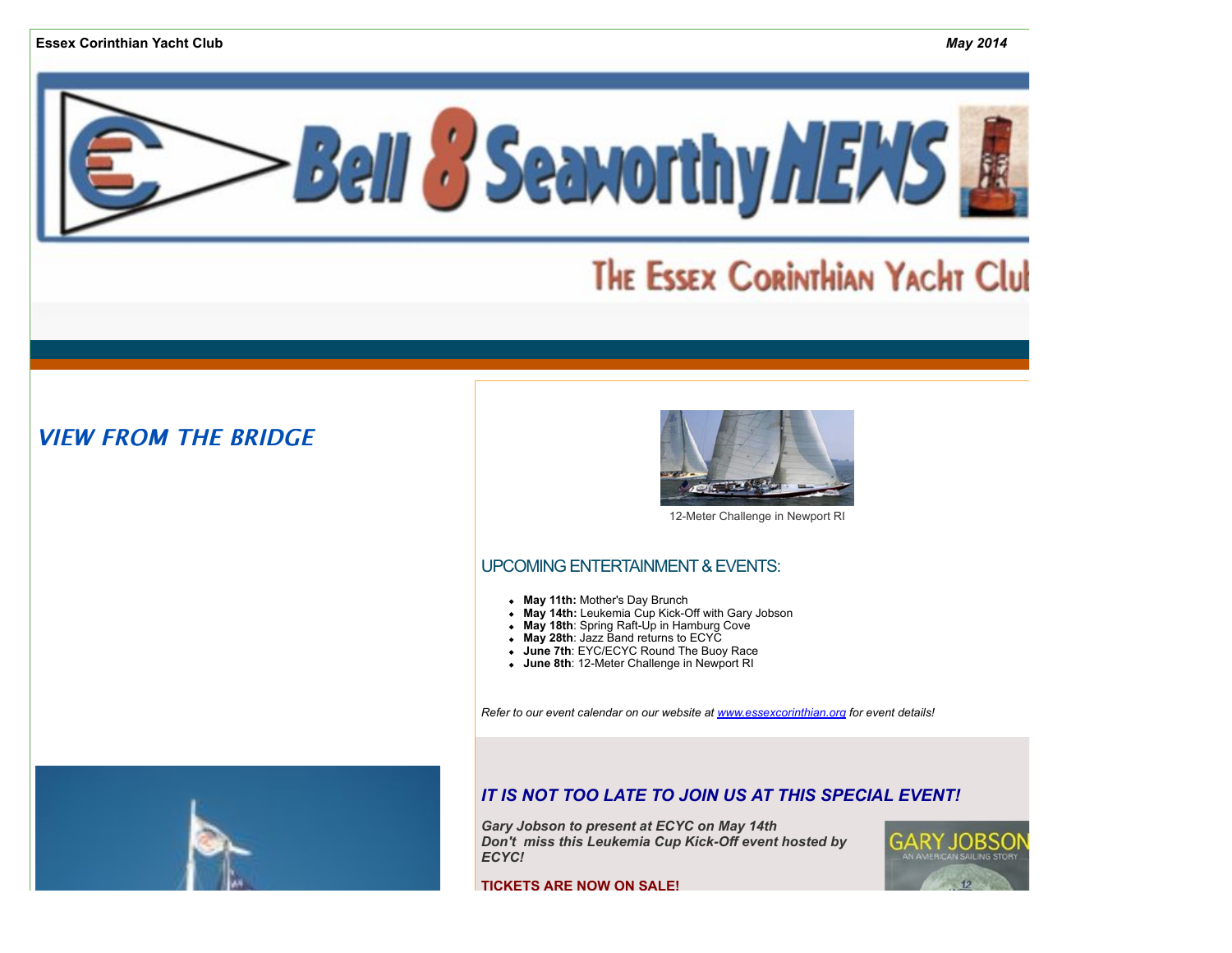**Essex Corinthian Yacht Club** *May 2014*

# Bell 8 Seaworthy NEWS

## The Essex Corinthian Yacht Club

## *VIEW FROM THE BRIDGE*

12-Meter Challenge in Newport RI

### UPCOMING ENTERTAINMENT & EVENTS:

- **May 11th:** Mother's Day Brunch
- **May 14th:** Leukemia Cup Kick-Off with Gary Jobson
- **May 18th**: Spring Raft-Up in Hamburg Cove
- **May 28th**: Jazz Band returns to ECYC
- **June 7th**: EYC/ECYC Round The Buoy Race
- **June 8th**: 12-Meter Challenge in Newport RI

*Refer to our event calendar on our website at [www.essexcorinthian.org](http://www.essexcorinthian.org) for event details!*

### *IT IS NOT TOO LATE TO JOIN US AT THIS SPECIAL EVENT!*

***Gary Jobson to present at ECYC on May 14th***
***Don't miss this Leukemia Cup Kick-Off event hosted by ECYC!***

**TICKETS ARE NOW ON SALE!**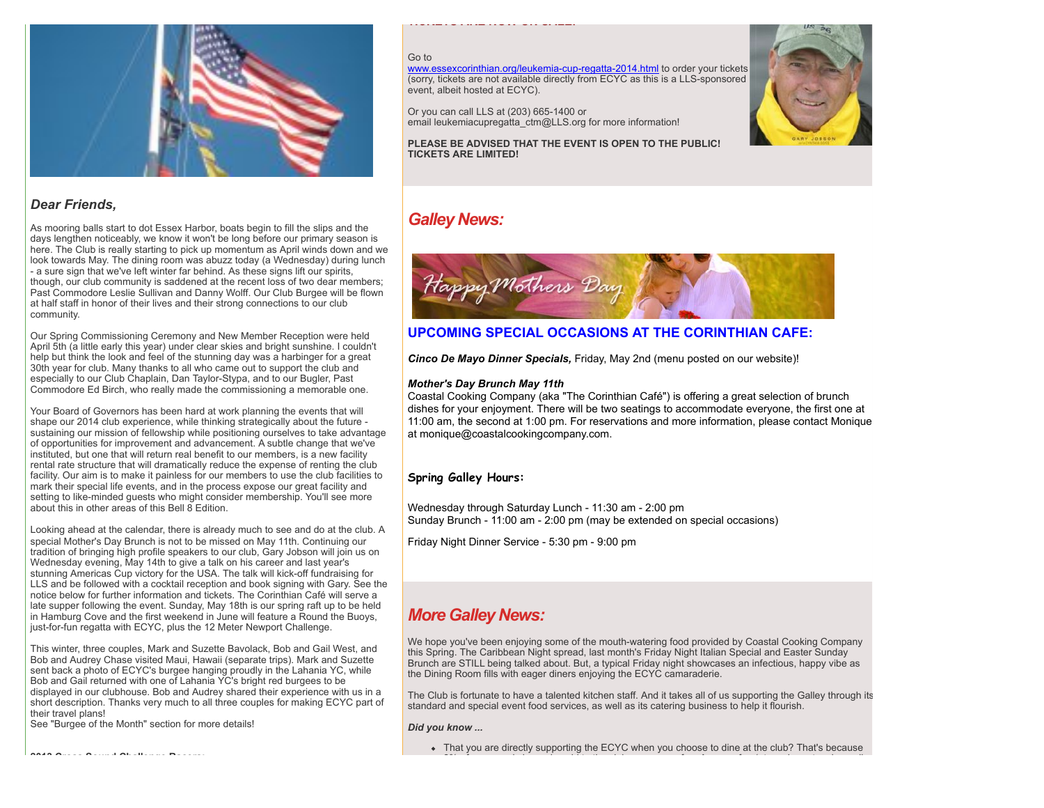## *Dear Friends,*

As mooring balls start to dot Essex Harbor, boats begin to fill the slips and the days lengthen noticeably, we know it won't be long before our primary season is here. The Club is really starting to pick up momentum as April winds down and we look towards May. The dining room was abuzz today (a Wednesday) during lunch - a sure sign that we've left winter far behind. As these signs lift our spirits, though, our club community is saddened at the recent loss of two dear members; Past Commodore Leslie Sullivan and Danny Wolff. Our Club Burgee will be flown at half staff in honor of their lives and their strong connections to our club community.

Our Spring Commissioning Ceremony and New Member Reception were held April 5th (a little early this year) under clear skies and bright sunshine. I couldn't help but think the look and feel of the stunning day was a harbinger for a great 30th year for club. Many thanks to all who came out to support the club and especially to our Club Chaplain, Dan Taylor-Stypa, and to our Bugler, Past Commodore Ed Birch, who really made the commissioning a memorable one.

Your Board of Governors has been hard at work planning the events that will shape our 2014 club experience, while thinking strategically about the future - sustaining our mission of fellowship while positioning ourselves to take advantage of opportunities for improvement and advancement. A subtle change that we've instituted, but one that will return real benefit to our members, is a new facility rental rate structure that will dramatically reduce the expense of renting the club facility. Our aim is to make it painless for our members to use the club facilities to mark their special life events, and in the process expose our great facility and setting to like-minded guests who might consider membership. You'll see more about this in other areas of this Bell 8 Edition.

Looking ahead at the calendar, there is already much to see and do at the club. A special Mother's Day Brunch is not to be missed on May 11th. Continuing our tradition of bringing high profile speakers to our club, Gary Jobson will join us on Wednesday evening, May 14th to give a talk on his career and last year's stunning Americas Cup victory for the USA. The talk will kick-off fundraising for LLS and be followed with a cocktail reception and book signing with Gary. See the notice below for further information and tickets. The Corinthian Café will serve a late supper following the event. Sunday, May 18th is our spring raft up to be held in Hamburg Cove and the first weekend in June will feature a Round the Buoys, just-for-fun regatta with ECYC, plus the 12 Meter Newport Challenge.

This winter, three couples, Mark and Suzette Bavolack, Bob and Gail West, and Bob and Audrey Chase visited Maui, Hawaii (separate trips). Mark and Suzette sent back a photo of ECYC's burgee hanging proudly in the Lahania YC, while Bob and Gail returned with one of Lahania YC's bright red burgees to be displayed in our clubhouse. Bob and Audrey shared their experience with us in a short description. Thanks very much to all three couples for making ECYC part of their travel plans!
See "Burgee of the Month" section for more details!

Go to
www.essexcorinthian.org/leukemia-cup-regatta-2014.html to order your tickets (sorry, tickets are not available directly from ECYC as this is a LLS-sponsored event, albeit hosted at ECYC).

Or you can call LLS at (203) 665-1400 or
email leukemiacupregatta_ctm@LLS.org for more information!

**PLEASE BE ADVISED THAT THE EVENT IS OPEN TO THE PUBLIC! TICKETS ARE LIMITED!**

## *Galley News:*

### UPCOMING SPECIAL OCCASIONS AT THE CORINTHIAN CAFE:

***Cinco De Mayo Dinner Specials,*** Friday, May 2nd (menu posted on our website)!

***Mother's Day Brunch May 11th***
Coastal Cooking Company (aka "The Corinthian Café") is offering a great selection of brunch dishes for your enjoyment. There will be two seatings to accommodate everyone, the first one at 11:00 am, the second at 1:00 pm. For reservations and more information, please contact Monique at monique@coastalcookingcompany.com.

**Spring Galley Hours:**

Wednesday through Saturday Lunch - 11:30 am - 2:00 pm
Sunday Brunch - 11:00 am - 2:00 pm (may be extended on special occasions)

Friday Night Dinner Service - 5:30 pm - 9:00 pm

## *More Galley News:*

We hope you've been enjoying some of the mouth-watering food provided by Coastal Cooking Company this Spring. The Caribbean Night spread, last month's Friday Night Italian Special and Easter Sunday Brunch are STILL being talked about. But, a typical Friday night showcases an infectious, happy vibe as the Dining Room fills with eager diners enjoying the ECYC camaraderie.

The Club is fortunate to have a talented kitchen staff. And it takes all of us supporting the Galley through its standard and special event food services, as well as its catering business to help it flourish.

***Did you know ...***

- That you are directly supporting the ECYC when you choose to dine at the club? That's because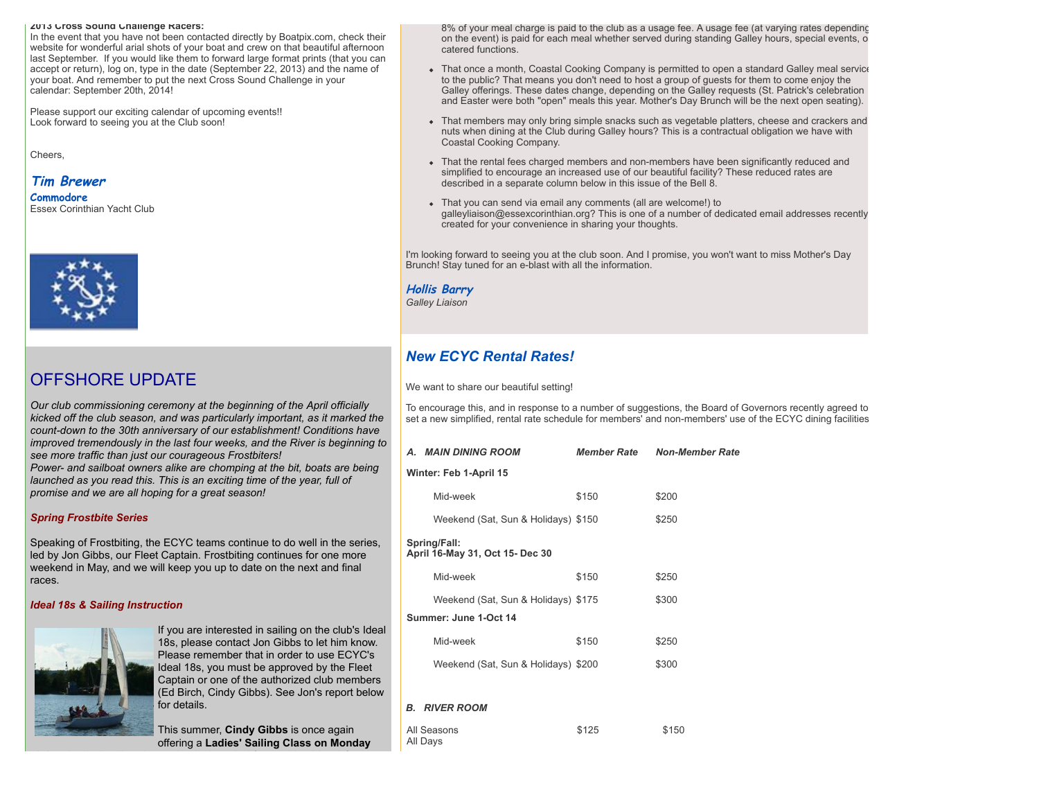**2013 Cross Sound Challenge Racers:**
In the event that you have not been contacted directly by Boatpix.com, check their website for wonderful arial shots of your boat and crew on that beautiful afternoon last September. If you would like them to forward large format prints (that you can accept or return), log on, type in the date (September 22, 2013) and the name of your boat. And remember to put the next Cross Sound Challenge in your calendar: September 20th, 2014!

Please support our exciting calendar of upcoming events!!
Look forward to seeing you at the Club soon!

Cheers,

***Tim Brewer***
**Commodore**
Essex Corinthian Yacht Club

# OFFSHORE UPDATE

*Our club commissioning ceremony at the beginning of the April officially kicked off the club season, and was particularly important, as it marked the count-down to the 30th anniversary of our establishment! Conditions have improved tremendously in the last four weeks, and the River is beginning to see more traffic than just our courageous Frostbiters!*
*Power- and sailboat owners alike are chomping at the bit, boats are being launched as you read this. This is an exciting time of the year, full of promise and we are all hoping for a great season!*

***Spring Frostbite Series***

Speaking of Frostbiting, the ECYC teams continue to do well in the series, led by Jon Gibbs, our Fleet Captain. Frostbiting continues for one more weekend in May, and we will keep you up to date on the next and final races.

***Ideal 18s & Sailing Instruction***

If you are interested in sailing on the club's Ideal 18s, please contact Jon Gibbs to let him know. Please remember that in order to use ECYC's Ideal 18s, you must be approved by the Fleet Captain or one of the authorized club members (Ed Birch, Cindy Gibbs). See Jon's report below for details.

This summer, **Cindy Gibbs** is once again offering a **Ladies' Sailing Class on Monday**

8% of your meal charge is paid to the club as a usage fee. A usage fee (at varying rates depending on the event) is paid for each meal whether served during standing Galley hours, special events, or catered functions.

- That once a month, Coastal Cooking Company is permitted to open a standard Galley meal service to the public? That means you don't need to host a group of guests for them to come enjoy the Galley offerings. These dates change, depending on the Galley requests (St. Patrick's celebration and Easter were both "open" meals this year. Mother's Day Brunch will be the next open seating).
- That members may only bring simple snacks such as vegetable platters, cheese and crackers and nuts when dining at the Club during Galley hours? This is a contractual obligation we have with Coastal Cooking Company.
- That the rental fees charged members and non-members have been significantly reduced and simplified to encourage an increased use of our beautiful facility? These reduced rates are described in a separate column below in this issue of the Bell 8.
- That you can send via email any comments (all are welcome!) to galleyliaison@essexcorinthian.org? This is one of a number of dedicated email addresses recently created for your convenience in sharing your thoughts.

I'm looking forward to seeing you at the club soon. And I promise, you won't want to miss Mother's Day Brunch! Stay tuned for an e-blast with all the information.

***Hollis Barry***
*Galley Liaison*

## *New ECYC Rental Rates!*

We want to share our beautiful setting!

To encourage this, and in response to a number of suggestions, the Board of Governors recently agreed to set a new simplified, rental rate schedule for members' and non-members' use of the ECYC dining facilities

| ***A. MAIN DINING ROOM*** | ***Member Rate*** | ***Non-Member Rate*** |
|---|---|---|
| **Winter: Feb 1-April 15** | | |
| Mid-week | $150 | $200 |
| Weekend (Sat, Sun & Holidays) | $150 | $250 |
| **Spring/Fall: April 16-May 31, Oct 15- Dec 30** | | |
| Mid-week | $150 | $250 |
| Weekend (Sat, Sun & Holidays) | $175 | $300 |
| **Summer: June 1-Oct 14** | | |
| Mid-week | $150 | $250 |
| Weekend (Sat, Sun & Holidays) | $200 | $300 |
| ***B. RIVER ROOM*** | | |
| All Seasons All Days | $125 | $150 |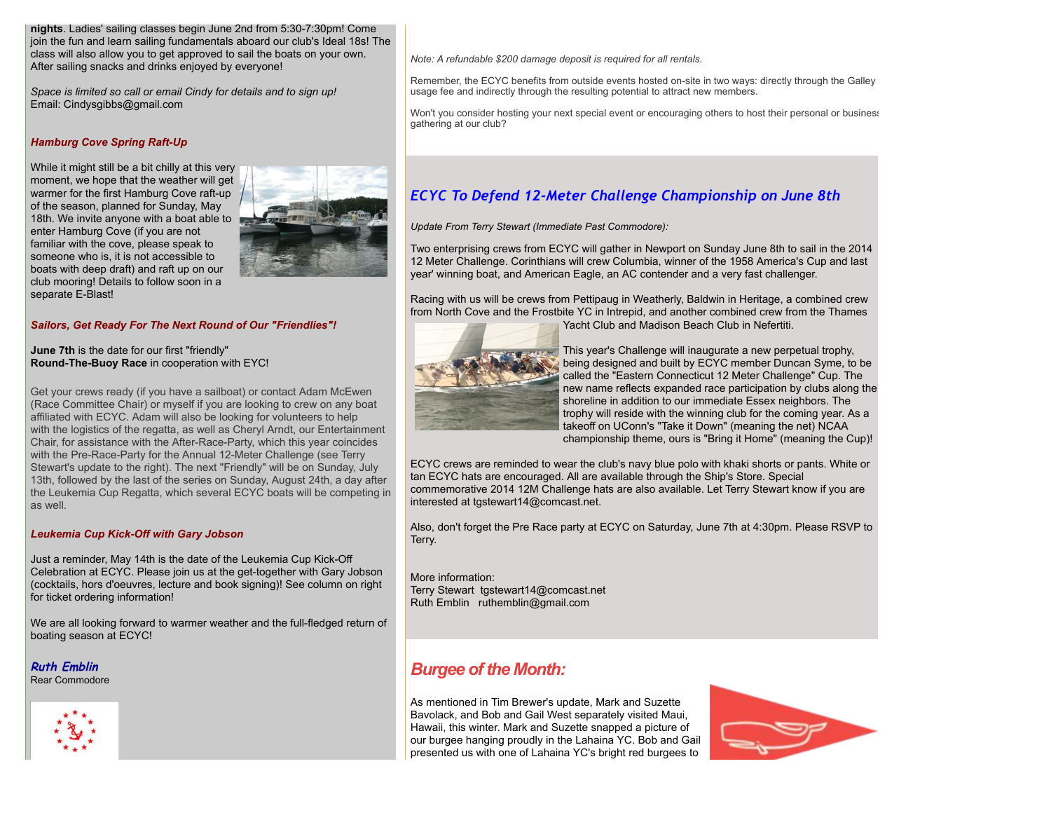**nights**. Ladies' sailing classes begin June 2nd from 5:30-7:30pm! Come join the fun and learn sailing fundamentals aboard our club's Ideal 18s! The class will also allow you to get approved to sail the boats on your own. After sailing snacks and drinks enjoyed by everyone!

*Space is limited so call or email Cindy for details and to sign up!*
Email: Cindysgibbs@gmail.com

### *Hamburg Cove Spring Raft-Up*

While it might still be a bit chilly at this very moment, we hope that the weather will get warmer for the first Hamburg Cove raft-up of the season, planned for Sunday, May 18th. We invite anyone with a boat able to enter Hamburg Cove (if you are not familiar with the cove, please speak to someone who is, it is not accessible to boats with deep draft) and raft up on our club mooring! Details to follow soon in a separate E-Blast!

### *Sailors, Get Ready For The Next Round of Our "Friendlies"!*

**June 7th** is the date for our first "friendly" **Round-The-Buoy Race** in cooperation with EYC!

Get your crews ready (if you have a sailboat) or contact Adam McEwen (Race Committee Chair) or myself if you are looking to crew on any boat affiliated with ECYC. Adam will also be looking for volunteers to help with the logistics of the regatta, as well as Cheryl Arndt, our Entertainment Chair, for assistance with the After-Race-Party, which this year coincides with the Pre-Race-Party for the Annual 12-Meter Challenge (see Terry Stewart's update to the right). The next "Friendly" will be on Sunday, July 13th, followed by the last of the series on Sunday, August 24th, a day after the Leukemia Cup Regatta, which several ECYC boats will be competing in as well.

### *Leukemia Cup Kick-Off with Gary Jobson*

Just a reminder, May 14th is the date of the Leukemia Cup Kick-Off Celebration at ECYC. Please join us at the get-together with Gary Jobson (cocktails, hors d'oeuvres, lecture and book signing)! See column on right for ticket ordering information!

We are all looking forward to warmer weather and the full-fledged return of boating season at ECYC!

*Ruth Emblin*
Rear Commodore

*Note: A refundable $200 damage deposit is required for all rentals.*

Remember, the ECYC benefits from outside events hosted on-site in two ways: directly through the Galley usage fee and indirectly through the resulting potential to attract new members.

Won't you consider hosting your next special event or encouraging others to host their personal or business gathering at our club?

## *ECYC To Defend 12-Meter Challenge Championship on June 8th*

*Update From Terry Stewart (Immediate Past Commodore):*

Two enterprising crews from ECYC will gather in Newport on Sunday June 8th to sail in the 2014 12 Meter Challenge. Corinthians will crew Columbia, winner of the 1958 America's Cup and last year' winning boat, and American Eagle, an AC contender and a very fast challenger.

Racing with us will be crews from Pettipaug in Weatherly, Baldwin in Heritage, a combined crew from North Cove and the Frostbite YC in Intrepid, and another combined crew from the Thames Yacht Club and Madison Beach Club in Nefertiti.

This year's Challenge will inaugurate a new perpetual trophy, being designed and built by ECYC member Duncan Syme, to be called the "Eastern Connecticut 12 Meter Challenge" Cup. The new name reflects expanded race participation by clubs along the shoreline in addition to our immediate Essex neighbors. The trophy will reside with the winning club for the coming year. As a takeoff on UConn's "Take it Down" (meaning the net) NCAA championship theme, ours is "Bring it Home" (meaning the Cup)!

ECYC crews are reminded to wear the club's navy blue polo with khaki shorts or pants. White or tan ECYC hats are encouraged. All are available through the Ship's Store. Special commemorative 2014 12M Challenge hats are also available. Let Terry Stewart know if you are interested at tgstewart14@comcast.net.

Also, don't forget the Pre Race party at ECYC on Saturday, June 7th at 4:30pm. Please RSVP to Terry.

More information:
Terry Stewart tgstewart14@comcast.net
Ruth Emblin ruthemblin@gmail.com

## *Burgee of the Month:*

As mentioned in Tim Brewer's update, Mark and Suzette Bavolack, and Bob and Gail West separately visited Maui, Hawaii, this winter. Mark and Suzette snapped a picture of our burgee hanging proudly in the Lahaina YC. Bob and Gail presented us with one of Lahaina YC's bright red burgees to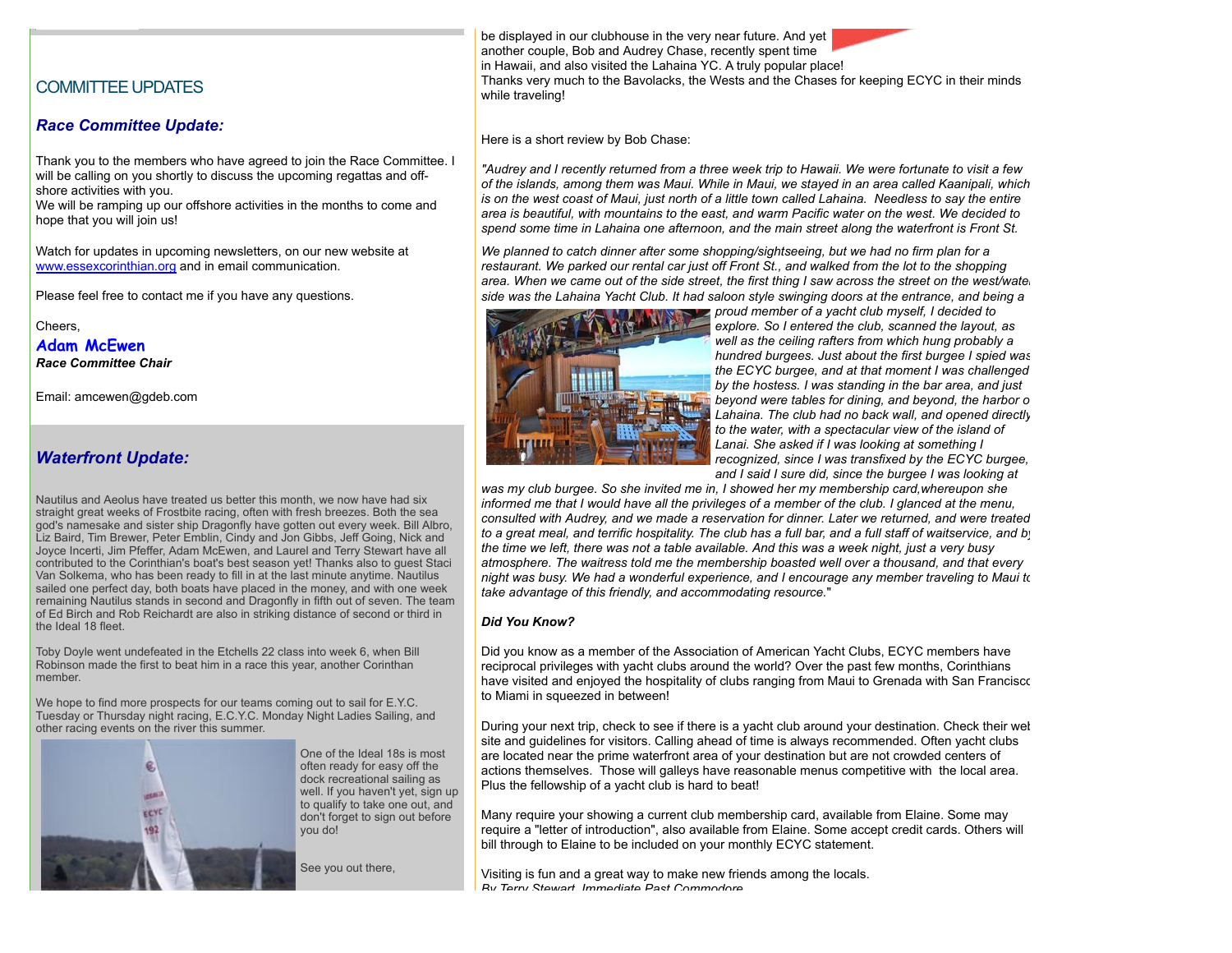## COMMITTEE UPDATES

### *Race Committee Update:*

Thank you to the members who have agreed to join the Race Committee. I will be calling on you shortly to discuss the upcoming regattas and off-shore activities with you.
We will be ramping up our offshore activities in the months to come and hope that you will join us!

Watch for updates in upcoming newsletters, on our new website at www.essexcorinthian.org and in email communication.

Please feel free to contact me if you have any questions.

Cheers,
**Adam McEwen**
***Race Committee Chair***

Email: amcewen@gdeb.com

### *Waterfront Update:*

Nautilus and Aeolus have treated us better this month, we now have had six straight great weeks of Frostbite racing, often with fresh breezes. Both the sea god's namesake and sister ship Dragonfly have gotten out every week. Bill Albro, Liz Baird, Tim Brewer, Peter Emblin, Cindy and Jon Gibbs, Jeff Going, Nick and Joyce Incerti, Jim Pfeffer, Adam McEwen, and Laurel and Terry Stewart have all contributed to the Corinthian's boat's best season yet! Thanks also to guest Staci Van Solkema, who has been ready to fill in at the last minute anytime. Nautilus sailed one perfect day, both boats have placed in the money, and with one week remaining Nautilus stands in second and Dragonfly in fifth out of seven. The team of Ed Birch and Rob Reichardt are also in striking distance of second or third in the Ideal 18 fleet.

Toby Doyle went undefeated in the Etchells 22 class into week 6, when Bill Robinson made the first to beat him in a race this year, another Corinthan member.

We hope to find more prospects for our teams coming out to sail for E.Y.C. Tuesday or Thursday night racing, E.C.Y.C. Monday Night Ladies Sailing, and other racing events on the river this summer.

One of the Ideal 18s is most often ready for easy off the dock recreational sailing as well. If you haven't yet, sign up to qualify to take one out, and don't forget to sign out before you do!

See you out there,

be displayed in our clubhouse in the very near future. And yet another couple, Bob and Audrey Chase, recently spent time in Hawaii, and also visited the Lahaina YC. A truly popular place!
Thanks very much to the Bavolacks, the Wests and the Chases for keeping ECYC in their minds while traveling!

Here is a short review by Bob Chase:

*"Audrey and I recently returned from a three week trip to Hawaii. We were fortunate to visit a few of the islands, among them was Maui. While in Maui, we stayed in an area called Kaanipali, which is on the west coast of Maui, just north of a little town called Lahaina. Needless to say the entire area is beautiful, with mountains to the east, and warm Pacific water on the west. We decided to spend some time in Lahaina one afternoon, and the main street along the waterfront is Front St.*

*We planned to catch dinner after some shopping/sightseeing, but we had no firm plan for a restaurant. We parked our rental car just off Front St., and walked from the lot to the shopping area. When we came out of the side street, the first thing I saw across the street on the west/water side was the Lahaina Yacht Club. It had saloon style swinging doors at the entrance, and being a proud member of a yacht club myself, I decided to explore. So I entered the club, scanned the layout, as well as the ceiling rafters from which hung probably a hundred burgees. Just about the first burgee I spied was the ECYC burgee, and at that moment I was challenged by the hostess. I was standing in the bar area, and just beyond were tables for dining, and beyond, the harbor of Lahaina. The club had no back wall, and opened directly to the water, with a spectacular view of the island of Lanai. She asked if I was looking at something I recognized, since I was transfixed by the ECYC burgee, and I said I sure did, since the burgee I was looking at was my club burgee. So she invited me in, I showed her my membership card,whereupon she informed me that I would have all the privileges of a member of the club. I glanced at the menu, consulted with Audrey, and we made a reservation for dinner. Later we returned, and were treated to a great meal, and terrific hospitality. The club has a full bar, and a full staff of waitservice, and by the time we left, there was not a table available. And this was a week night, just a very busy atmosphere. The waitress told me the membership boasted well over a thousand, and that every night was busy. We had a wonderful experience, and I encourage any member traveling to Maui to take advantage of this friendly, and accommodating resource.*"

***Did You Know?***

Did you know as a member of the Association of American Yacht Clubs, ECYC members have reciprocal privileges with yacht clubs around the world? Over the past few months, Corinthians have visited and enjoyed the hospitality of clubs ranging from Maui to Grenada with San Francisco to Miami in squeezed in between!

During your next trip, check to see if there is a yacht club around your destination. Check their web site and guidelines for visitors. Calling ahead of time is always recommended. Often yacht clubs are located near the prime waterfront area of your destination but are not crowded centers of actions themselves. Those will galleys have reasonable menus competitive with the local area. Plus the fellowship of a yacht club is hard to beat!

Many require your showing a current club membership card, available from Elaine. Some may require a "letter of introduction", also available from Elaine. Some accept credit cards. Others will bill through to Elaine to be included on your monthly ECYC statement.

Visiting is fun and a great way to make new friends among the locals.
*By Terry Stewart, Immediate Past Commodore*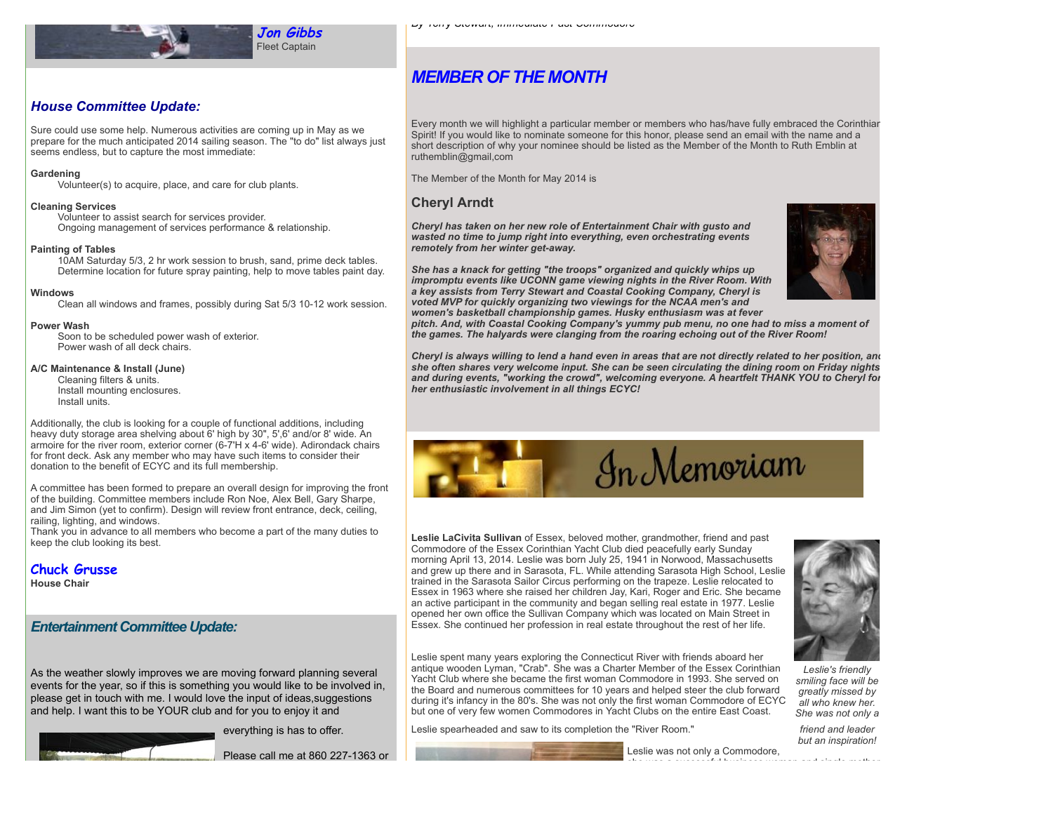**Jon Gibbs**
Fleet Captain

## House Committee Update:

Sure could use some help. Numerous activities are coming up in May as we prepare for the much anticipated 2014 sailing season. The "to do" list always just seems endless, but to capture the most immediate:

**Gardening**
Volunteer(s) to acquire, place, and care for club plants.

**Cleaning Services**
Volunteer to assist search for services provider.
Ongoing management of services performance & relationship.

**Painting of Tables**
10AM Saturday 5/3, 2 hr work session to brush, sand, prime deck tables.
Determine location for future spray painting, help to move tables paint day.

**Windows**
Clean all windows and frames, possibly during Sat 5/3 10-12 work session.

**Power Wash**
Soon to be scheduled power wash of exterior.
Power wash of all deck chairs.

**A/C Maintenance & Install (June)**
Cleaning filters & units.
Install mounting enclosures.
Install units.

Additionally, the club is looking for a couple of functional additions, including heavy duty storage area shelving about 6' high by 30", 5',6' and/or 8' wide. An armoire for the river room, exterior corner (6-7'H x 4-6' wide). Adirondack chairs for front deck. Ask any member who may have such items to consider their donation to the benefit of ECYC and its full membership.

A committee has been formed to prepare an overall design for improving the front of the building. Committee members include Ron Noe, Alex Bell, Gary Sharpe, and Jim Simon (yet to confirm). Design will review front entrance, deck, ceiling, railing, lighting, and windows.
Thank you in advance to all members who become a part of the many duties to keep the club looking its best.

**Chuck Grusse**
**House Chair**

## Entertainment Committee Update:

As the weather slowly improves we are moving forward planning several events for the year, so if this is something you would like to be involved in, please get in touch with me. I would love the input of ideas,suggestions and help. I want this to be YOUR club and for you to enjoy it and everything is has to offer.

Please call me at 860 227-1363 or

## MEMBER OF THE MONTH

Every month we will highlight a particular member or members who has/have fully embraced the Corinthian Spirit! If you would like to nominate someone for this honor, please send an email with the name and a short description of why your nominee should be listed as the Member of the Month to Ruth Emblin at ruthemblin@gmail,com

The Member of the Month for May 2014 is

### Cheryl Arndt

***Cheryl has taken on her new role of Entertainment Chair with gusto and wasted no time to jump right into everything, even orchestrating events remotely from her winter get-away.***

***She has a knack for getting "the troops" organized and quickly whips up impromptu events like UCONN game viewing nights in the River Room. With a key assists from Terry Stewart and Coastal Cooking Company, Cheryl is voted MVP for quickly organizing two viewings for the NCAA men's and women's basketball championship games. Husky enthusiasm was at fever pitch. And, with Coastal Cooking Company's yummy pub menu, no one had to miss a moment of the games. The halyards were clanging from the roaring echoing out of the River Room!***

***Cheryl is always willing to lend a hand even in areas that are not directly related to her position, and she often shares very welcome input. She can be seen circulating the dining room on Friday nights and during events, "working the crowd", welcoming everyone. A heartfelt THANK YOU to Cheryl for her enthusiastic involvement in all things ECYC!***

## In Memoriam

**Leslie LaCivita Sullivan** of Essex, beloved mother, grandmother, friend and past Commodore of the Essex Corinthian Yacht Club died peacefully early Sunday morning April 13, 2014. Leslie was born July 25, 1941 in Norwood, Massachusetts and grew up there and in Sarasota, FL. While attending Sarasota High School, Leslie trained in the Sarasota Sailor Circus performing on the trapeze. Leslie relocated to Essex in 1963 where she raised her children Jay, Kari, Roger and Eric. She became an active participant in the community and began selling real estate in 1977. Leslie opened her own office the Sullivan Company which was located on Main Street in Essex. She continued her profession in real estate throughout the rest of her life.

Leslie spent many years exploring the Connecticut River with friends aboard her antique wooden Lyman, "Crab". She was a Charter Member of the Essex Corinthian Yacht Club where she became the first woman Commodore in 1993. She served on the Board and numerous committees for 10 years and helped steer the club forward during it's infancy in the 80's. She was not only the first woman Commodore of ECYC but one of very few women Commodores in Yacht Clubs on the entire East Coast.

*Leslie's friendly smiling face will be greatly missed by all who knew her. She was not only a friend and leader but an inspiration!*

Leslie spearheaded and saw to its completion the "River Room."

Leslie was not only a Commodore,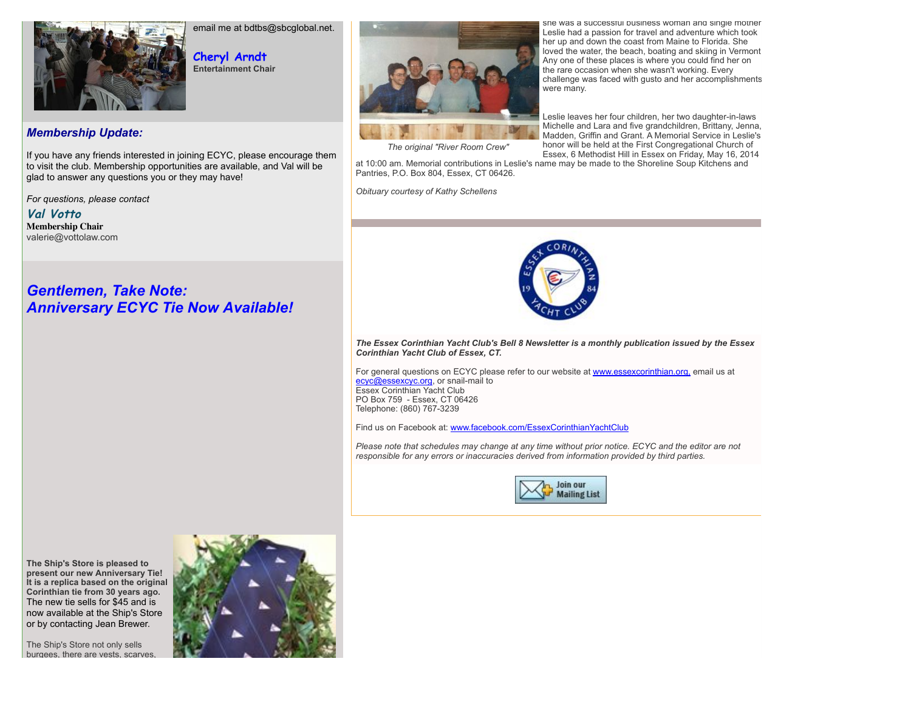email me at bdtbs@sbcglobal.net.

**Cheryl Arndt**
**Entertainment Chair**

## *Membership Update:*

If you have any friends interested in joining ECYC, please encourage them to visit the club. Membership opportunities are available, and Val will be glad to answer any questions you or they may have!

*For questions, please contact*

**Val Votto**
**Membership Chair**
valerie@vottolaw.com

## *Gentlemen, Take Note: Anniversary ECYC Tie Now Available!*

**The Ship's Store is pleased to present our new Anniversary Tie! It is a replica based on the original Corinthian tie from 30 years ago.** The new tie sells for $45 and is now available at the Ship's Store or by contacting Jean Brewer.

The Ship's Store not only sells burgees, there are vests, scarves,

*The original "River Room Crew"*

she was a successful business woman and single mother Leslie had a passion for travel and adventure which took her up and down the coast from Maine to Florida. She loved the water, the beach, boating and skiing in Vermont Any one of these places is where you could find her on the rare occasion when she wasn't working. Every challenge was faced with gusto and her accomplishments were many.

Leslie leaves her four children, her two daughter-in-laws Michelle and Lara and five grandchildren, Brittany, Jenna, Madden, Griffin and Grant. A Memorial Service in Leslie's honor will be held at the First Congregational Church of Essex, 6 Methodist Hill in Essex on Friday, May 16, 2014 at 10:00 am. Memorial contributions in Leslie's name may be made to the Shoreline Soup Kitchens and Pantries, P.O. Box 804, Essex, CT 06426.

*Obituary courtesy of Kathy Schellens*

***The Essex Corinthian Yacht Club's Bell 8 Newsletter is a monthly publication issued by the Essex Corinthian Yacht Club of Essex, CT.***

For general questions on ECYC please refer to our website at www.essexcorinthian.org, email us at ecyc@essexcyc.org, or snail-mail to
Essex Corinthian Yacht Club
PO Box 759 - Essex, CT 06426
Telephone: (860) 767-3239

Find us on Facebook at: www.facebook.com/EssexCorinthianYachtClub

*Please note that schedules may change at any time without prior notice. ECYC and the editor are not responsible for any errors or inaccuracies derived from information provided by third parties.*

Join our Mailing List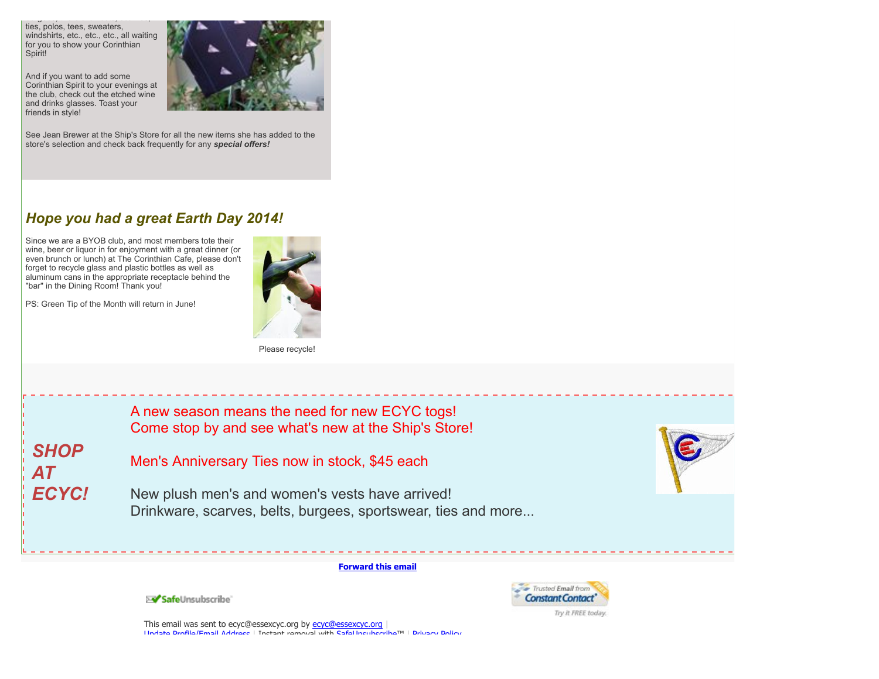ties, polos, tees, sweaters, windshirts, etc., etc., etc., all waiting for you to show your Corinthian Spirit!

And if you want to add some Corinthian Spirit to your evenings at the club, check out the etched wine and drinks glasses. Toast your friends in style!

See Jean Brewer at the Ship's Store for all the new items she has added to the store's selection and check back frequently for any ***special offers!***

## *Hope you had a great Earth Day 2014!*

Since we are a BYOB club, and most members tote their wine, beer or liquor in for enjoyment with a great dinner (or even brunch or lunch) at The Corinthian Cafe, please don't forget to recycle glass and plastic bottles as well as aluminum cans in the appropriate receptacle behind the "bar" in the Dining Room! Thank you!

PS: Green Tip of the Month will return in June!

Please recycle!

## *SHOP AT ECYC!*

A new season means the need for new ECYC togs!
Come stop by and see what's new at the Ship's Store!

Men's Anniversary Ties now in stock, $45 each

New plush men's and women's vests have arrived!
Drinkware, scarves, belts, burgees, sportswear, ties and more...

**Forward this email**

SafeUnsubscribe

Trusted Email from Constant Contact
Try it FREE today.

This email was sent to ecyc@essexcyc.org by ecyc@essexcyc.org |
Update Profile/Email Address | Instant removal with SafeUnsubscribe™ | Privacy Policy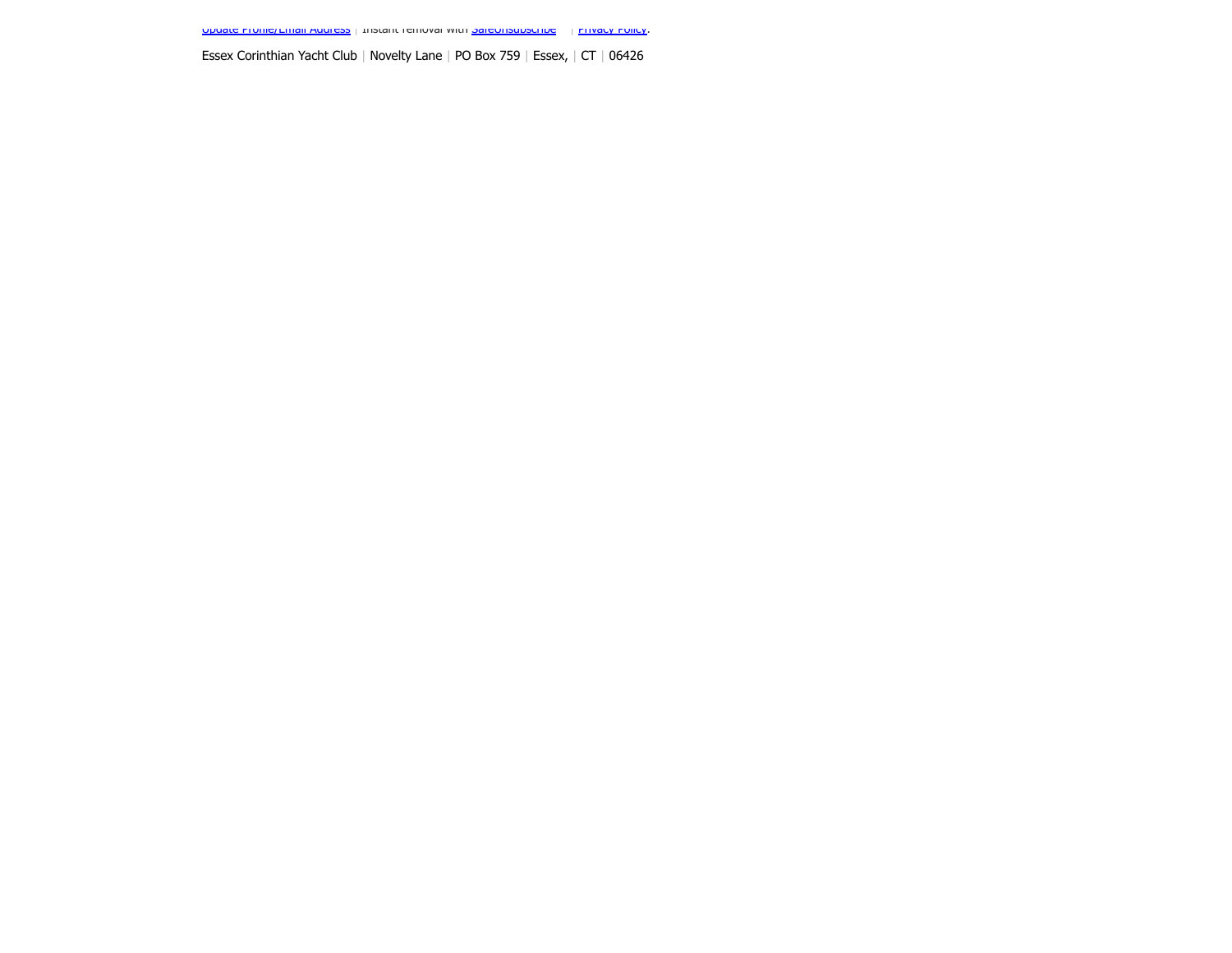Update Profile/Email Address | Instant removal with SafeUnsubscribe | Privacy Policy.

Essex Corinthian Yacht Club | Novelty Lane | PO Box 759 | Essex, | CT | 06426